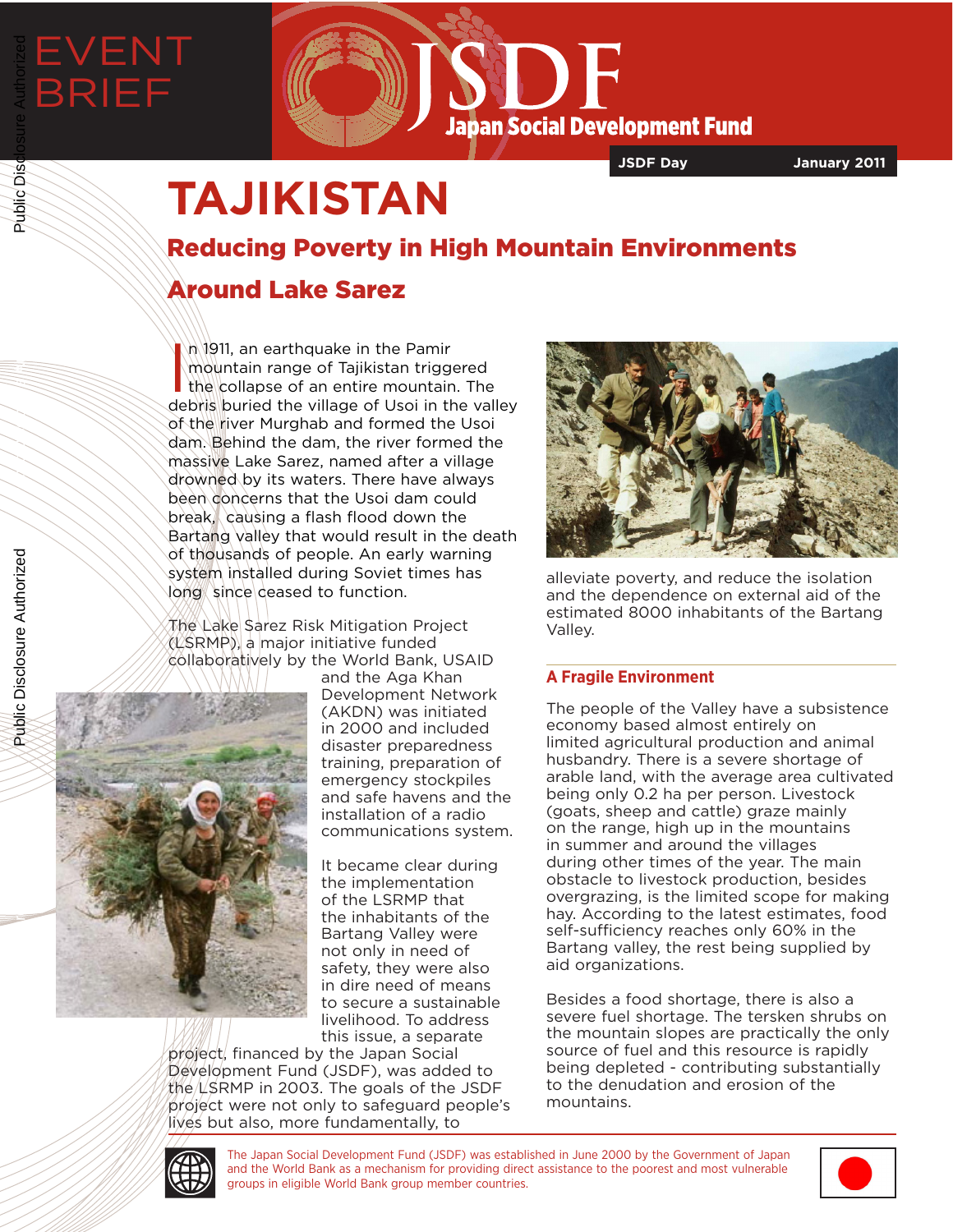EVENT BRIEF

**JSDF Japan Social Development Fund**

**JSDF Day** | **January 2011**

# TAJIKISTAN

## Reducing Poverty in High Mountain Environments Around Lake Sarez

In 1911, an earthquake in the Pamir mountain range of Tajikistan triggered the collapse of an entire mountain. The debris buried the village of Usoi in the valley of the river Murghab and formed the Usoi dam. Behind the dam, the river formed the massive Lake Sarez, named after a village drowned by its waters. There have always been concerns that the Usoi dam could break, causing a flash flood down the Bartang valley that would result in the death of thousands of people. An early warning system installed during Soviet times has long since ceased to function.

The Lake Sarez Risk Mitigation Project (LSRMP), a major initiative funded collaboratively by the World Bank, USAID and the Aga Khan Development Network (AKDN) was initiated in 2000 and included disaster preparedness training, preparation of emergency stockpiles and safe havens and the installation of a radio communications system.

It became clear during the implementation of the LSRMP that the inhabitants of the Bartang Valley were not only in need of safety, they were also in dire need of means to secure a sustainable livelihood. To address this issue, a separate project, financed by the Japan Social Development Fund (JSDF), was added to the LSRMP in 2003. The goals of the JSDF project were not only to safeguard people's lives but also, more fundamentally, to alleviate poverty, and reduce the isolation and the dependence on external aid of the estimated 8000 inhabitants of the Bartang Valley.

### A Fragile Environment

The people of the Valley have a subsistence economy based almost entirely on limited agricultural production and animal husbandry. There is a severe shortage of arable land, with the average area cultivated being only 0.2 ha per person. Livestock (goats, sheep and cattle) graze mainly on the range, high up in the mountains in summer and around the villages during other times of the year. The main obstacle to livestock production, besides overgrazing, is the limited scope for making hay. According to the latest estimates, food self-sufficiency reaches only 60% in the Bartang valley, the rest being supplied by aid organizations.

Besides a food shortage, there is also a severe fuel shortage. The tersken shrubs on the mountain slopes are practically the only source of fuel and this resource is rapidly being depleted - contributing substantially to the denudation and erosion of the mountains.

The Japan Social Development Fund (JSDF) was established in June 2000 by the Government of Japan and the World Bank as a mechanism for providing direct assistance to the poorest and most vulnerable groups in eligible World Bank group member countries.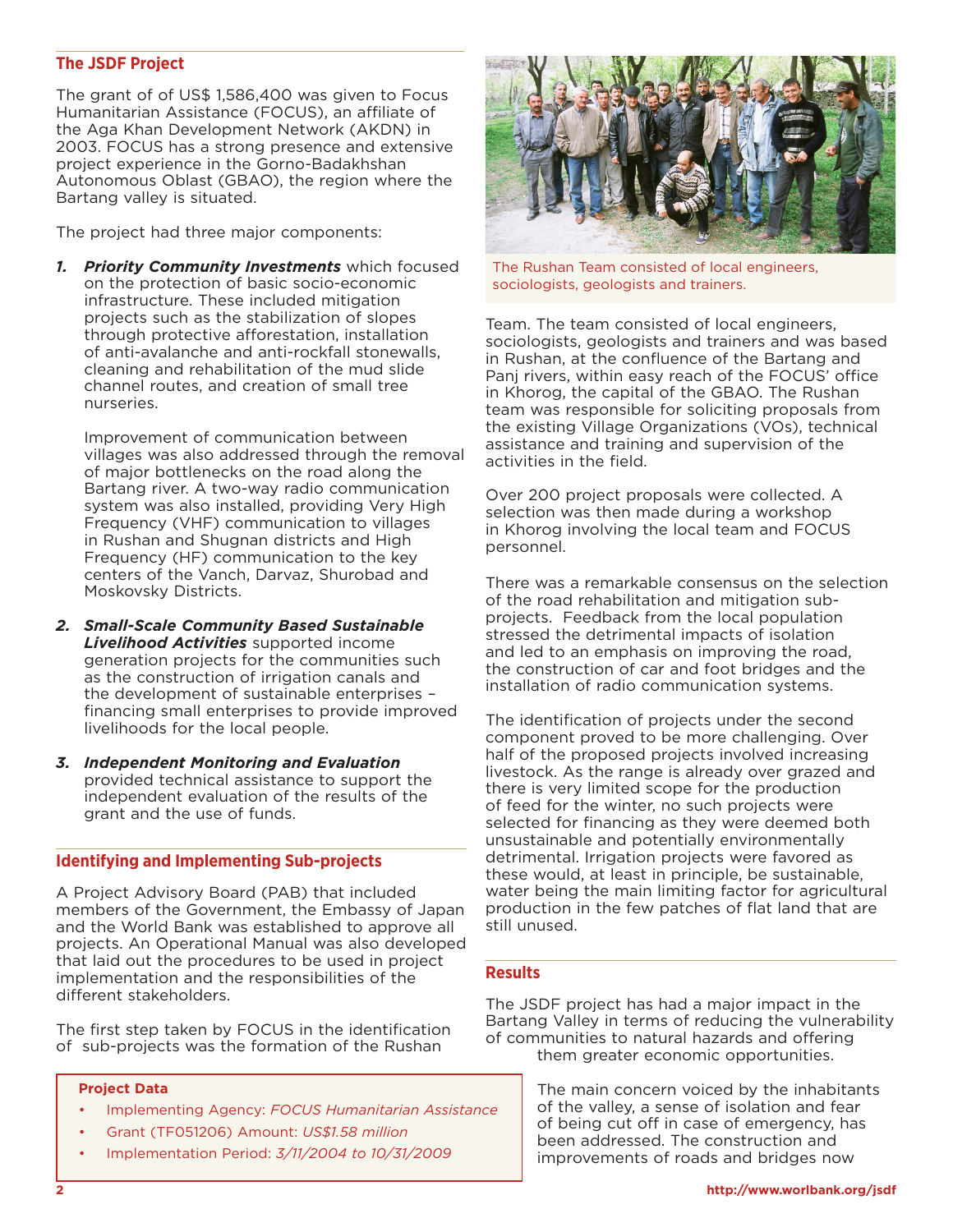## The JSDF Project

The grant of of US$ 1,586,400 was given to Focus Humanitarian Assistance (FOCUS), an affiliate of the Aga Khan Development Network (AKDN) in 2003. FOCUS has a strong presence and extensive project experience in the Gorno-Badakhshan Autonomous Oblast (GBAO), the region where the Bartang valley is situated.

The project had three major components:

1. ***Priority Community Investments*** which focused on the protection of basic socio-economic infrastructure. These included mitigation projects such as the stabilization of slopes through protective afforestation, installation of anti-avalanche and anti-rockfall stonewalls, cleaning and rehabilitation of the mud slide channel routes, and creation of small tree nurseries.

   Improvement of communication between villages was also addressed through the removal of major bottlenecks on the road along the Bartang river. A two-way radio communication system was also installed, providing Very High Frequency (VHF) communication to villages in Rushan and Shugnan districts and High Frequency (HF) communication to the key centers of the Vanch, Darvaz, Shurobad and Moskovsky Districts.

2. ***Small-Scale Community Based Sustainable Livelihood Activities*** supported income generation projects for the communities such as the construction of irrigation canals and the development of sustainable enterprises – financing small enterprises to provide improved livelihoods for the local people.

3. ***Independent Monitoring and Evaluation*** provided technical assistance to support the independent evaluation of the results of the grant and the use of funds.

## Identifying and Implementing Sub-projects

A Project Advisory Board (PAB) that included members of the Government, the Embassy of Japan and the World Bank was established to approve all projects. An Operational Manual was also developed that laid out the procedures to be used in project implementation and the responsibilities of the different stakeholders.

The first step taken by FOCUS in the identification of sub-projects was the formation of the Rushan Team. The team consisted of local engineers, sociologists, geologists and trainers and was based in Rushan, at the confluence of the Bartang and Panj rivers, within easy reach of the FOCUS' office in Khorog, the capital of the GBAO. The Rushan team was responsible for soliciting proposals from the existing Village Organizations (VOs), technical assistance and training and supervision of the activities in the field.

The Rushan Team consisted of local engineers, sociologists, geologists and trainers.

Over 200 project proposals were collected. A selection was then made during a workshop in Khorog involving the local team and FOCUS personnel.

There was a remarkable consensus on the selection of the road rehabilitation and mitigation sub-projects. Feedback from the local population stressed the detrimental impacts of isolation and led to an emphasis on improving the road, the construction of car and foot bridges and the installation of radio communication systems.

The identification of projects under the second component proved to be more challenging. Over half of the proposed projects involved increasing livestock. As the range is already over grazed and there is very limited scope for the production of feed for the winter, no such projects were selected for financing as they were deemed both unsustainable and potentially environmentally detrimental. Irrigation projects were favored as these would, at least in principle, be sustainable, water being the main limiting factor for agricultural production in the few patches of flat land that are still unused.

**Project Data**

- Implementing Agency: *FOCUS Humanitarian Assistance*
- Grant (TF051206) Amount: *US$1.58 million*
- Implementation Period: *3/11/2004 to 10/31/2009*

## Results

The JSDF project has had a major impact in the Bartang Valley in terms of reducing the vulnerability of communities to natural hazards and offering them greater economic opportunities.

The main concern voiced by the inhabitants of the valley, a sense of isolation and fear of being cut off in case of emergency, has been addressed. The construction and improvements of roads and bridges now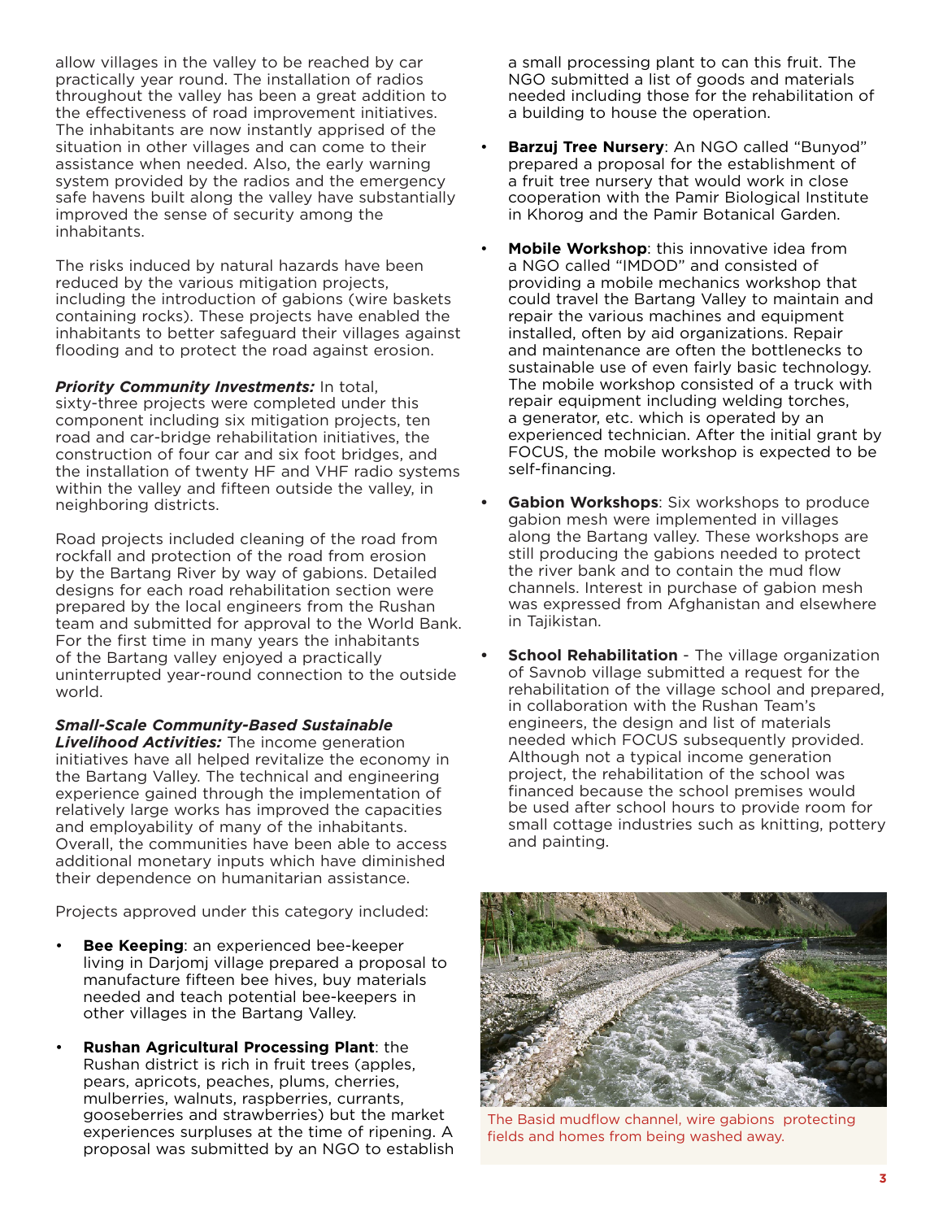allow villages in the valley to be reached by car practically year round. The installation of radios throughout the valley has been a great addition to the effectiveness of road improvement initiatives. The inhabitants are now instantly apprised of the situation in other villages and can come to their assistance when needed. Also, the early warning system provided by the radios and the emergency safe havens built along the valley have substantially improved the sense of security among the inhabitants.

The risks induced by natural hazards have been reduced by the various mitigation projects, including the introduction of gabions (wire baskets containing rocks). These projects have enabled the inhabitants to better safeguard their villages against flooding and to protect the road against erosion.

***Priority Community Investments:*** In total, sixty-three projects were completed under this component including six mitigation projects, ten road and car-bridge rehabilitation initiatives, the construction of four car and six foot bridges, and the installation of twenty HF and VHF radio systems within the valley and fifteen outside the valley, in neighboring districts.

Road projects included cleaning of the road from rockfall and protection of the road from erosion by the Bartang River by way of gabions. Detailed designs for each road rehabilitation section were prepared by the local engineers from the Rushan team and submitted for approval to the World Bank. For the first time in many years the inhabitants of the Bartang valley enjoyed a practically uninterrupted year-round connection to the outside world.

***Small-Scale Community-Based Sustainable Livelihood Activities:*** The income generation initiatives have all helped revitalize the economy in the Bartang Valley. The technical and engineering experience gained through the implementation of relatively large works has improved the capacities and employability of many of the inhabitants. Overall, the communities have been able to access additional monetary inputs which have diminished their dependence on humanitarian assistance.

Projects approved under this category included:

- **Bee Keeping**: an experienced bee-keeper living in Darjomj village prepared a proposal to manufacture fifteen bee hives, buy materials needed and teach potential bee-keepers in other villages in the Bartang Valley.
- **Rushan Agricultural Processing Plant**: the Rushan district is rich in fruit trees (apples, pears, apricots, peaches, plums, cherries, mulberries, walnuts, raspberries, currants, gooseberries and strawberries) but the market experiences surpluses at the time of ripening. A proposal was submitted by an NGO to establish a small processing plant to can this fruit. The NGO submitted a list of goods and materials needed including those for the rehabilitation of a building to house the operation.
- **Barzuj Tree Nursery**: An NGO called "Bunyod" prepared a proposal for the establishment of a fruit tree nursery that would work in close cooperation with the Pamir Biological Institute in Khorog and the Pamir Botanical Garden.
- **Mobile Workshop**: this innovative idea from a NGO called "IMDOD" and consisted of providing a mobile mechanics workshop that could travel the Bartang Valley to maintain and repair the various machines and equipment installed, often by aid organizations. Repair and maintenance are often the bottlenecks to sustainable use of even fairly basic technology. The mobile workshop consisted of a truck with repair equipment including welding torches, a generator, etc. which is operated by an experienced technician. After the initial grant by FOCUS, the mobile workshop is expected to be self-financing.
- **Gabion Workshops**: Six workshops to produce gabion mesh were implemented in villages along the Bartang valley. These workshops are still producing the gabions needed to protect the river bank and to contain the mud flow channels. Interest in purchase of gabion mesh was expressed from Afghanistan and elsewhere in Tajikistan.
- **School Rehabilitation** - The village organization of Savnob village submitted a request for the rehabilitation of the village school and prepared, in collaboration with the Rushan Team's engineers, the design and list of materials needed which FOCUS subsequently provided. Although not a typical income generation project, the rehabilitation of the school was financed because the school premises would be used after school hours to provide room for small cottage industries such as knitting, pottery and painting.

The Basid mudflow channel, wire gabions protecting fields and homes from being washed away.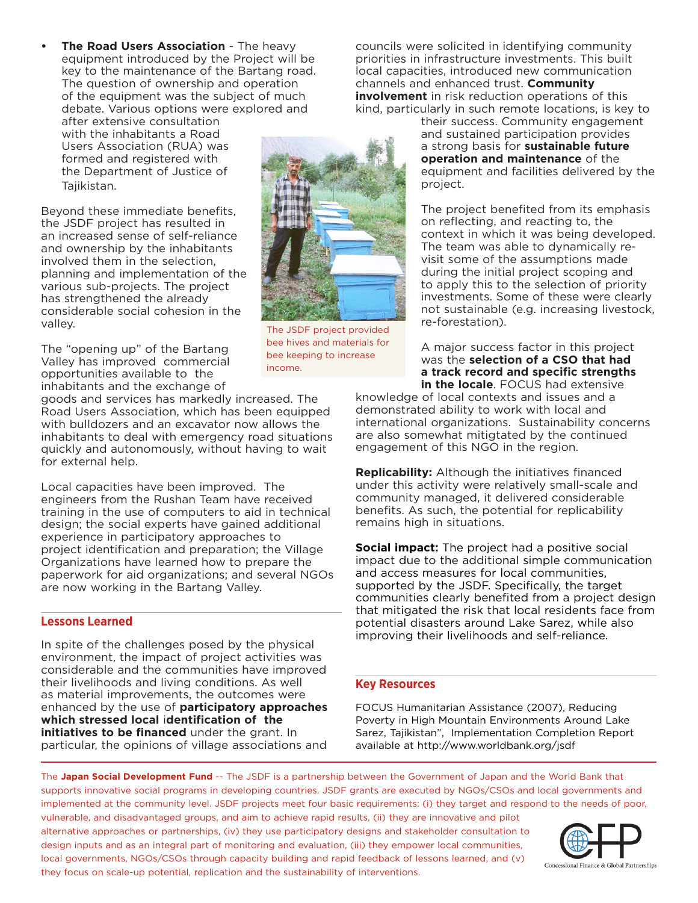- **The Road Users Association** - The heavy equipment introduced by the Project will be key to the maintenance of the Bartang road. The question of ownership and operation of the equipment was the subject of much debate. Various options were explored and after extensive consultation with the inhabitants a Road Users Association (RUA) was formed and registered with the Department of Justice of Tajikistan.

Beyond these immediate benefits, the JSDF project has resulted in an increased sense of self-reliance and ownership by the inhabitants involved them in the selection, planning and implementation of the various sub-projects. The project has strengthened the already considerable social cohesion in the valley.

The JSDF project provided bee hives and materials for bee keeping to increase income.

The "opening up" of the Bartang Valley has improved commercial opportunities available to the inhabitants and the exchange of goods and services has markedly increased. The Road Users Association, which has been equipped with bulldozers and an excavator now allows the inhabitants to deal with emergency road situations quickly and autonomously, without having to wait for external help.

Local capacities have been improved. The engineers from the Rushan Team have received training in the use of computers to aid in technical design; the social experts have gained additional experience in participatory approaches to project identification and preparation; the Village Organizations have learned how to prepare the paperwork for aid organizations; and several NGOs are now working in the Bartang Valley.

## Lessons Learned

In spite of the challenges posed by the physical environment, the impact of project activities was considerable and the communities have improved their livelihoods and living conditions. As well as material improvements, the outcomes were enhanced by the use of **participatory approaches which stressed local identification of the initiatives to be financed** under the grant. In particular, the opinions of village associations and councils were solicited in identifying community priorities in infrastructure investments. This built local capacities, introduced new communication channels and enhanced trust. **Community involvement** in risk reduction operations of this kind, particularly in such remote locations, is key to their success. Community engagement and sustained participation provides a strong basis for **sustainable future operation and maintenance** of the equipment and facilities delivered by the project.

The project benefited from its emphasis on reflecting, and reacting to, the context in which it was being developed. The team was able to dynamically re-visit some of the assumptions made during the initial project scoping and to apply this to the selection of priority investments. Some of these were clearly not sustainable (e.g. increasing livestock, re-forestation).

A major success factor in this project was the **selection of a CSO that had a track record and specific strengths in the locale**. FOCUS had extensive knowledge of local contexts and issues and a demonstrated ability to work with local and international organizations. Sustainability concerns are also somewhat mitigtated by the continued engagement of this NGO in the region.

**Replicability:** Although the initiatives financed under this activity were relatively small-scale and community managed, it delivered considerable benefits. As such, the potential for replicability remains high in situations.

**Social impact:** The project had a positive social impact due to the additional simple communication and access measures for local communities, supported by the JSDF. Specifically, the target communities clearly benefited from a project design that mitigated the risk that local residents face from potential disasters around Lake Sarez, while also improving their livelihoods and self-reliance.

## Key Resources

FOCUS Humanitarian Assistance (2007), Reducing Poverty in High Mountain Environments Around Lake Sarez, Tajikistan", Implementation Completion Report available at http://www.worldbank.org/jsdf

The **Japan Social Development Fund** -- The JSDF is a partnership between the Government of Japan and the World Bank that supports innovative social programs in developing countries. JSDF grants are executed by NGOs/CSOs and local governments and implemented at the community level. JSDF projects meet four basic requirements: (i) they target and respond to the needs of poor, vulnerable, and disadvantaged groups, and aim to achieve rapid results, (ii) they are innovative and pilot alternative approaches or partnerships, (iv) they use participatory designs and stakeholder consultation to design inputs and as an integral part of monitoring and evaluation, (iii) they empower local communities, local governments, NGOs/CSOs through capacity building and rapid feedback of lessons learned, and (v) they focus on scale-up potential, replication and the sustainability of interventions.

CFP
Concessional Finance & Global Partnerships